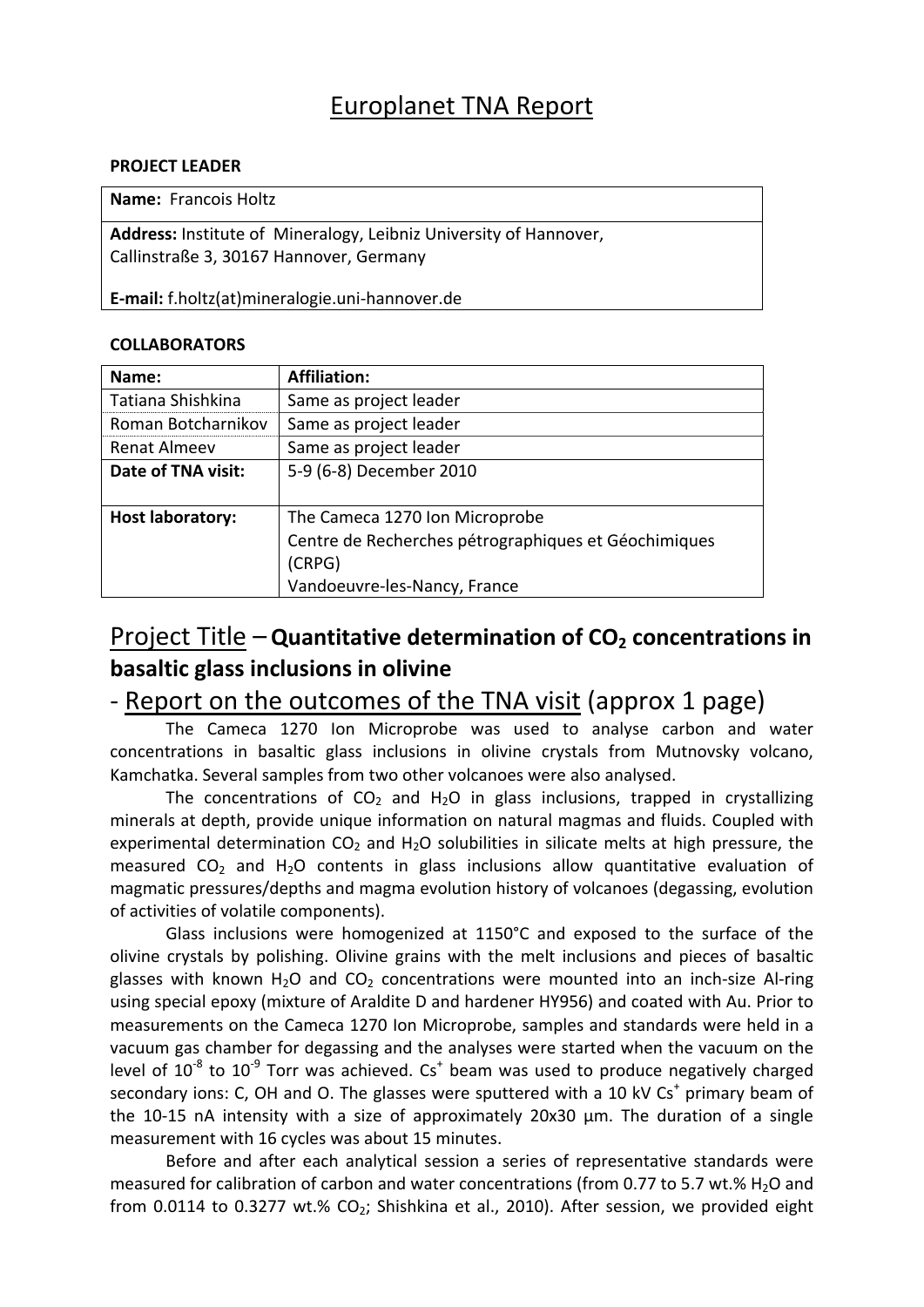# Europlanet TNA Report

**PROJECT LEADER**

| **Name:** Francois Holtz |
|---|
| **Address:** Institute of Mineralogy, Leibniz University of Hannover, Callinstraße 3, 30167 Hannover, Germany<br><br>**E-mail:** f.holtz(at)mineralogie.uni-hannover.de |

**COLLABORATORS**

| **Name:** | **Affiliation:** |
|---|---|
| Tatiana Shishkina | Same as project leader |
| Roman Botcharnikov | Same as project leader |
| Renat Almeev | Same as project leader |
| **Date of TNA visit:** | 5-9 (6-8) December 2010 |
| **Host laboratory:** | The Cameca 1270 Ion Microprobe<br>Centre de Recherches pétrographiques et Géochimiques (CRPG)<br>Vandoeuvre-les-Nancy, France |

## Project Title – **Quantitative determination of $CO_2$ concentrations in basaltic glass inclusions in olivine**

## - Report on the outcomes of the TNA visit (approx 1 page)

The Cameca 1270 Ion Microprobe was used to analyse carbon and water concentrations in basaltic glass inclusions in olivine crystals from Mutnovsky volcano, Kamchatka. Several samples from two other volcanoes were also analysed.

The concentrations of $CO_2$ and $H_2O$ in glass inclusions, trapped in crystallizing minerals at depth, provide unique information on natural magmas and fluids. Coupled with experimental determination $CO_2$ and $H_2O$ solubilities in silicate melts at high pressure, the measured $CO_2$ and $H_2O$ contents in glass inclusions allow quantitative evaluation of magmatic pressures/depths and magma evolution history of volcanoes (degassing, evolution of activities of volatile components).

Glass inclusions were homogenized at 1150°C and exposed to the surface of the olivine crystals by polishing. Olivine grains with the melt inclusions and pieces of basaltic glasses with known $H_2O$ and $CO_2$ concentrations were mounted into an inch-size Al-ring using special epoxy (mixture of Araldite D and hardener HY956) and coated with Au. Prior to measurements on the Cameca 1270 Ion Microprobe, samples and standards were held in a vacuum gas chamber for degassing and the analyses were started when the vacuum on the level of $10^{-8}$ to $10^{-9}$ Torr was achieved. $Cs^+$ beam was used to produce negatively charged secondary ions: C, OH and O. The glasses were sputtered with a 10 kV $Cs^+$ primary beam of the 10-15 nA intensity with a size of approximately 20x30 µm. The duration of a single measurement with 16 cycles was about 15 minutes.

Before and after each analytical session a series of representative standards were measured for calibration of carbon and water concentrations (from 0.77 to 5.7 wt.% $H_2O$ and from 0.0114 to 0.3277 wt.% $CO_2$; Shishkina et al., 2010). After session, we provided eight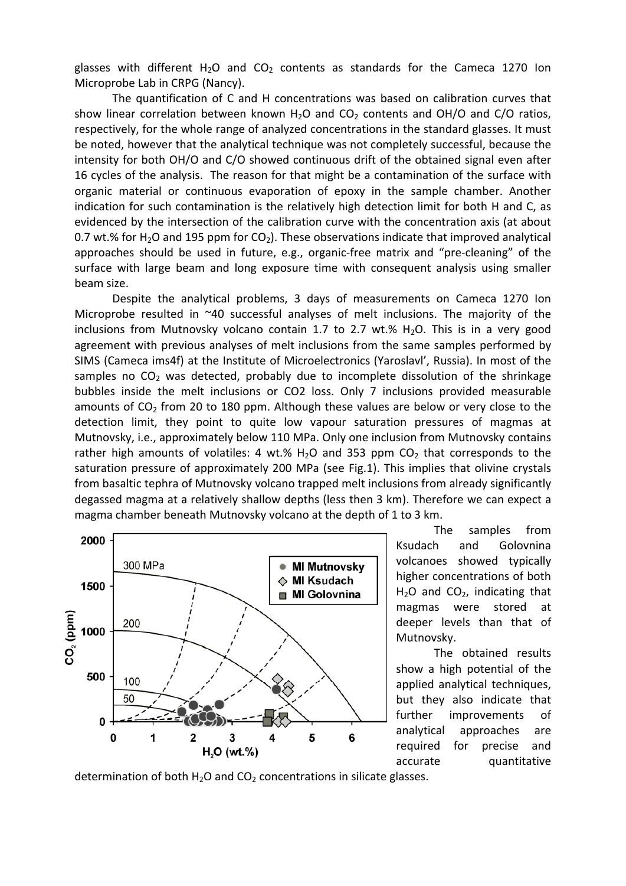glasses with different $H_2O$ and $CO_2$ contents as standards for the Cameca 1270 Ion Microprobe Lab in CRPG (Nancy).

The quantification of C and H concentrations was based on calibration curves that show linear correlation between known $H_2O$ and $CO_2$ contents and OH/O and C/O ratios, respectively, for the whole range of analyzed concentrations in the standard glasses. It must be noted, however that the analytical technique was not completely successful, because the intensity for both OH/O and C/O showed continuous drift of the obtained signal even after 16 cycles of the analysis. The reason for that might be a contamination of the surface with organic material or continuous evaporation of epoxy in the sample chamber. Another indication for such contamination is the relatively high detection limit for both H and C, as evidenced by the intersection of the calibration curve with the concentration axis (at about 0.7 wt.% for $H_2O$ and 195 ppm for $CO_2$). These observations indicate that improved analytical approaches should be used in future, e.g., organic-free matrix and "pre-cleaning" of the surface with large beam and long exposure time with consequent analysis using smaller beam size.

Despite the analytical problems, 3 days of measurements on Cameca 1270 Ion Microprobe resulted in ~40 successful analyses of melt inclusions. The majority of the inclusions from Mutnovsky volcano contain 1.7 to 2.7 wt.% $H_2O$. This is in a very good agreement with previous analyses of melt inclusions from the same samples performed by SIMS (Cameca ims4f) at the Institute of Microelectronics (Yaroslavl', Russia). In most of the samples no $CO_2$ was detected, probably due to incomplete dissolution of the shrinkage bubbles inside the melt inclusions or CO2 loss. Only 7 inclusions provided measurable amounts of $CO_2$ from 20 to 180 ppm. Although these values are below or very close to the detection limit, they point to quite low vapour saturation pressures of magmas at Mutnovsky, i.e., approximately below 110 MPa. Only one inclusion from Mutnovsky contains rather high amounts of volatiles: 4 wt.% $H_2O$ and 353 ppm $CO_2$ that corresponds to the saturation pressure of approximately 200 MPa (see Fig.1). This implies that olivine crystals from basaltic tephra of Mutnovsky volcano trapped melt inclusions from already significantly degassed magma at a relatively shallow depths (less then 3 km). Therefore we can expect a magma chamber beneath Mutnovsky volcano at the depth of 1 to 3 km.

The samples from Ksudach and Golovnina volcanoes showed typically higher concentrations of both $H_2O$ and $CO_2$, indicating that magmas were stored at deeper levels than that of Mutnovsky.

The obtained results show a high potential of the applied analytical techniques, but they also indicate that further improvements of analytical approaches are required for precise and accurate quantitative determination of both $H_2O$ and $CO_2$ concentrations in silicate glasses.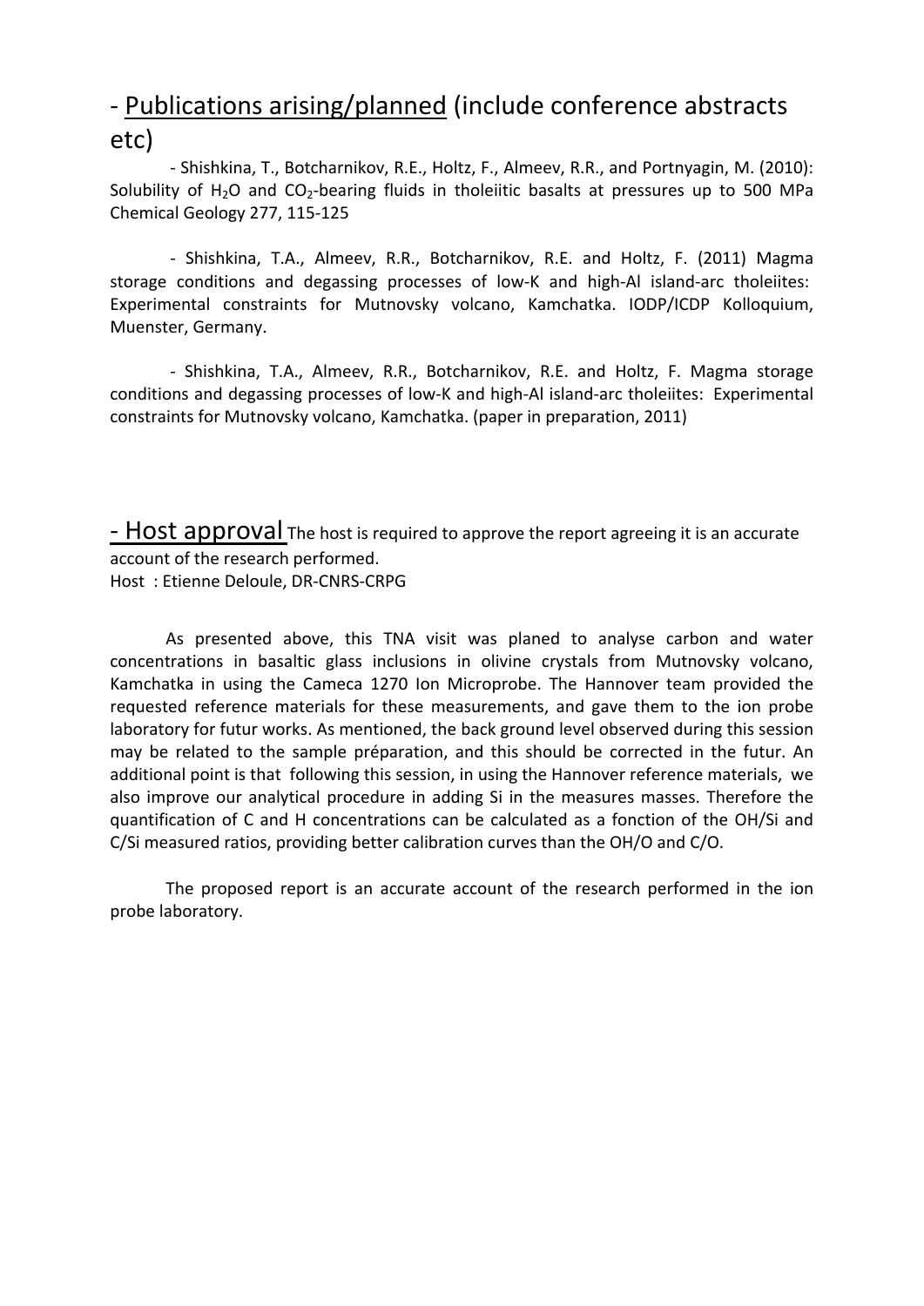## - Publications arising/planned (include conference abstracts etc)

- Shishkina, T., Botcharnikov, R.E., Holtz, F., Almeev, R.R., and Portnyagin, M. (2010): Solubility of $H_2O$ and $CO_2$-bearing fluids in tholeiitic basalts at pressures up to 500 MPa Chemical Geology 277, 115-125

- Shishkina, T.A., Almeev, R.R., Botcharnikov, R.E. and Holtz, F. (2011) Magma storage conditions and degassing processes of low-K and high-Al island-arc tholeiites: Experimental constraints for Mutnovsky volcano, Kamchatka. IODP/ICDP Kolloquium, Muenster, Germany.

- Shishkina, T.A., Almeev, R.R., Botcharnikov, R.E. and Holtz, F. Magma storage conditions and degassing processes of low-K and high-Al island-arc tholeiites: Experimental constraints for Mutnovsky volcano, Kamchatka. (paper in preparation, 2011)

## - Host approval

The host is required to approve the report agreeing it is an accurate account of the research performed.
Host : Etienne Deloule, DR-CNRS-CRPG

As presented above, this TNA visit was planed to analyse carbon and water concentrations in basaltic glass inclusions in olivine crystals from Mutnovsky volcano, Kamchatka in using the Cameca 1270 Ion Microprobe. The Hannover team provided the requested reference materials for these measurements, and gave them to the ion probe laboratory for futur works. As mentioned, the back ground level observed during this session may be related to the sample préparation, and this should be corrected in the futur. An additional point is that following this session, in using the Hannover reference materials, we also improve our analytical procedure in adding Si in the measures masses. Therefore the quantification of C and H concentrations can be calculated as a fonction of the OH/Si and C/Si measured ratios, providing better calibration curves than the OH/O and C/O.

The proposed report is an accurate account of the research performed in the ion probe laboratory.